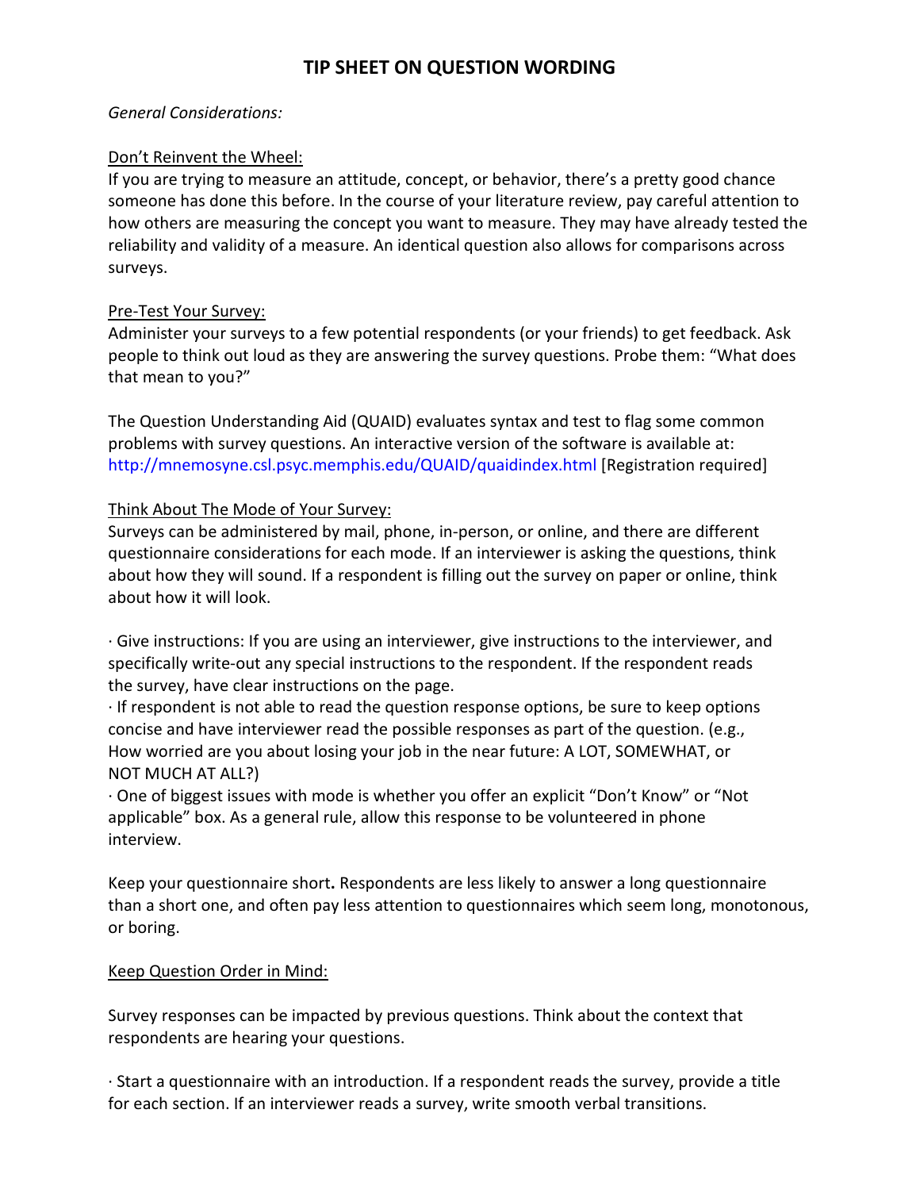# TIP SHEET ON QUESTION WORDING

*General Considerations:*

Don't Reinvent the Wheel:
If you are trying to measure an attitude, concept, or behavior, there's a pretty good chance someone has done this before. In the course of your literature review, pay careful attention to how others are measuring the concept you want to measure. They may have already tested the reliability and validity of a measure. An identical question also allows for comparisons across surveys.

Pre-Test Your Survey:
Administer your surveys to a few potential respondents (or your friends) to get feedback. Ask people to think out loud as they are answering the survey questions. Probe them: "What does that mean to you?"

The Question Understanding Aid (QUAID) evaluates syntax and test to flag some common problems with survey questions. An interactive version of the software is available at: http://mnemosyne.csl.psyc.memphis.edu/QUAID/quaidindex.html [Registration required]

Think About The Mode of Your Survey:
Surveys can be administered by mail, phone, in-person, or online, and there are different questionnaire considerations for each mode. If an interviewer is asking the questions, think about how they will sound. If a respondent is filling out the survey on paper or online, think about how it will look.

· Give instructions: If you are using an interviewer, give instructions to the interviewer, and specifically write-out any special instructions to the respondent. If the respondent reads the survey, have clear instructions on the page.
· If respondent is not able to read the question response options, be sure to keep options concise and have interviewer read the possible responses as part of the question. (e.g., How worried are you about losing your job in the near future: A LOT, SOMEWHAT, or NOT MUCH AT ALL?)
· One of biggest issues with mode is whether you offer an explicit "Don't Know" or "Not applicable" box. As a general rule, allow this response to be volunteered in phone interview.

Keep your questionnaire short**.** Respondents are less likely to answer a long questionnaire than a short one, and often pay less attention to questionnaires which seem long, monotonous, or boring.

Keep Question Order in Mind:

Survey responses can be impacted by previous questions. Think about the context that respondents are hearing your questions.

· Start a questionnaire with an introduction. If a respondent reads the survey, provide a title for each section. If an interviewer reads a survey, write smooth verbal transitions.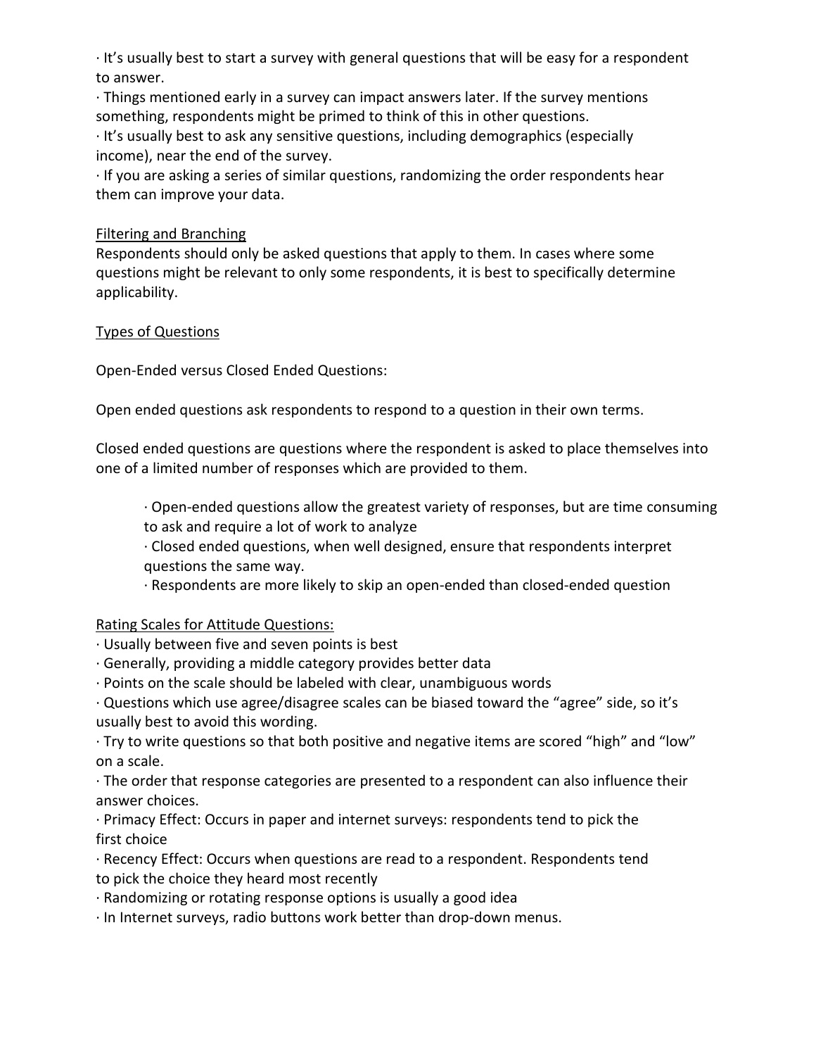· It's usually best to start a survey with general questions that will be easy for a respondent to answer.

· Things mentioned early in a survey can impact answers later. If the survey mentions something, respondents might be primed to think of this in other questions.

· It's usually best to ask any sensitive questions, including demographics (especially income), near the end of the survey.

· If you are asking a series of similar questions, randomizing the order respondents hear them can improve your data.

<u>Filtering and Branching</u>

Respondents should only be asked questions that apply to them. In cases where some questions might be relevant to only some respondents, it is best to specifically determine applicability.

<u>Types of Questions</u>

Open-Ended versus Closed Ended Questions:

Open ended questions ask respondents to respond to a question in their own terms.

Closed ended questions are questions where the respondent is asked to place themselves into one of a limited number of responses which are provided to them.

> · Open-ended questions allow the greatest variety of responses, but are time consuming to ask and require a lot of work to analyze
>
> · Closed ended questions, when well designed, ensure that respondents interpret questions the same way.
>
> · Respondents are more likely to skip an open-ended than closed-ended question

<u>Rating Scales for Attitude Questions:</u>

· Usually between five and seven points is best

· Generally, providing a middle category provides better data

· Points on the scale should be labeled with clear, unambiguous words

· Questions which use agree/disagree scales can be biased toward the "agree" side, so it's usually best to avoid this wording.

· Try to write questions so that both positive and negative items are scored "high" and "low" on a scale.

· The order that response categories are presented to a respondent can also influence their answer choices.

· Primacy Effect: Occurs in paper and internet surveys: respondents tend to pick the first choice

· Recency Effect: Occurs when questions are read to a respondent. Respondents tend to pick the choice they heard most recently

· Randomizing or rotating response options is usually a good idea

· In Internet surveys, radio buttons work better than drop-down menus.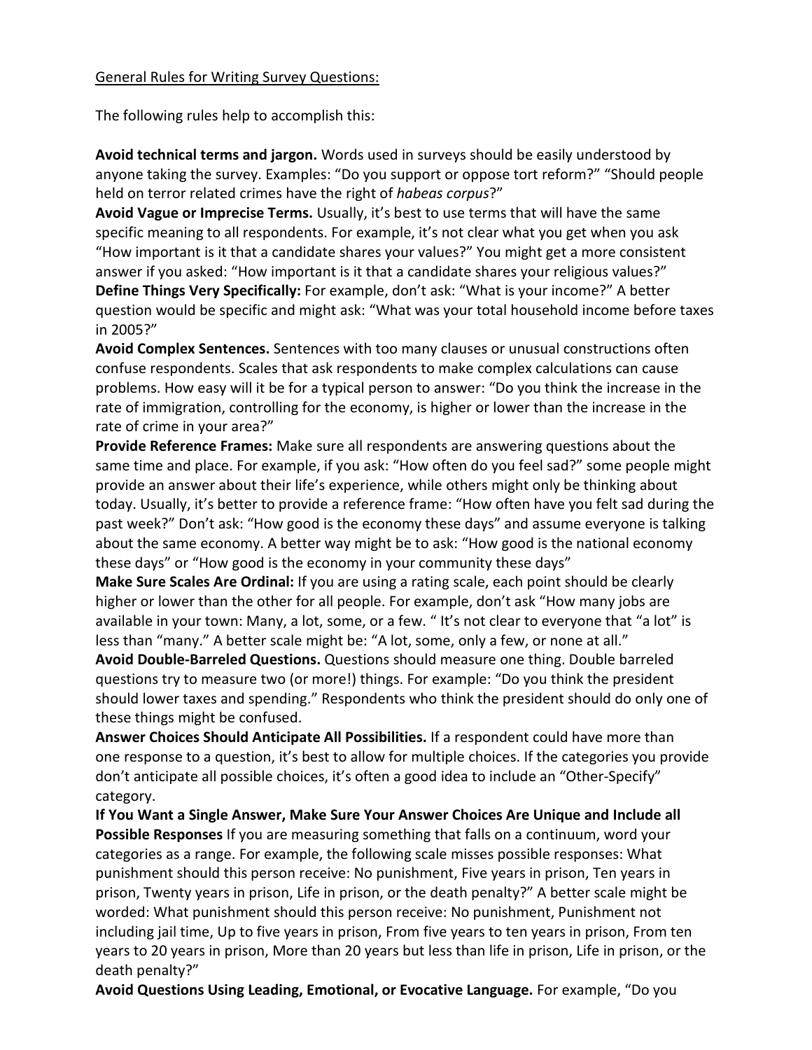General Rules for Writing Survey Questions:

The following rules help to accomplish this:

**Avoid technical terms and jargon.** Words used in surveys should be easily understood by anyone taking the survey. Examples: “Do you support or oppose tort reform?” “Should people held on terror related crimes have the right of *habeas corpus*?”

**Avoid Vague or Imprecise Terms.** Usually, it’s best to use terms that will have the same specific meaning to all respondents. For example, it’s not clear what you get when you ask “How important is it that a candidate shares your values?” You might get a more consistent answer if you asked: “How important is it that a candidate shares your religious values?”

**Define Things Very Specifically:** For example, don’t ask: “What is your income?” A better question would be specific and might ask: “What was your total household income before taxes in 2005?”

**Avoid Complex Sentences.** Sentences with too many clauses or unusual constructions often confuse respondents. Scales that ask respondents to make complex calculations can cause problems. How easy will it be for a typical person to answer: “Do you think the increase in the rate of immigration, controlling for the economy, is higher or lower than the increase in the rate of crime in your area?”

**Provide Reference Frames:** Make sure all respondents are answering questions about the same time and place. For example, if you ask: “How often do you feel sad?” some people might provide an answer about their life’s experience, while others might only be thinking about today. Usually, it’s better to provide a reference frame: “How often have you felt sad during the past week?” Don’t ask: “How good is the economy these days” and assume everyone is talking about the same economy. A better way might be to ask: “How good is the national economy these days” or “How good is the economy in your community these days”

**Make Sure Scales Are Ordinal:** If you are using a rating scale, each point should be clearly higher or lower than the other for all people. For example, don’t ask “How many jobs are available in your town: Many, a lot, some, or a few. “ It’s not clear to everyone that “a lot” is less than “many.” A better scale might be: “A lot, some, only a few, or none at all.”

**Avoid Double-Barreled Questions.** Questions should measure one thing. Double barreled questions try to measure two (or more!) things. For example: “Do you think the president should lower taxes and spending.” Respondents who think the president should do only one of these things might be confused.

**Answer Choices Should Anticipate All Possibilities.** If a respondent could have more than one response to a question, it’s best to allow for multiple choices. If the categories you provide don’t anticipate all possible choices, it’s often a good idea to include an “Other-Specify” category.

**If You Want a Single Answer, Make Sure Your Answer Choices Are Unique and Include all Possible Responses** If you are measuring something that falls on a continuum, word your categories as a range. For example, the following scale misses possible responses: What punishment should this person receive: No punishment, Five years in prison, Ten years in prison, Twenty years in prison, Life in prison, or the death penalty?” A better scale might be worded: What punishment should this person receive: No punishment, Punishment not including jail time, Up to five years in prison, From five years to ten years in prison, From ten years to 20 years in prison, More than 20 years but less than life in prison, Life in prison, or the death penalty?”

**Avoid Questions Using Leading, Emotional, or Evocative Language.** For example, “Do you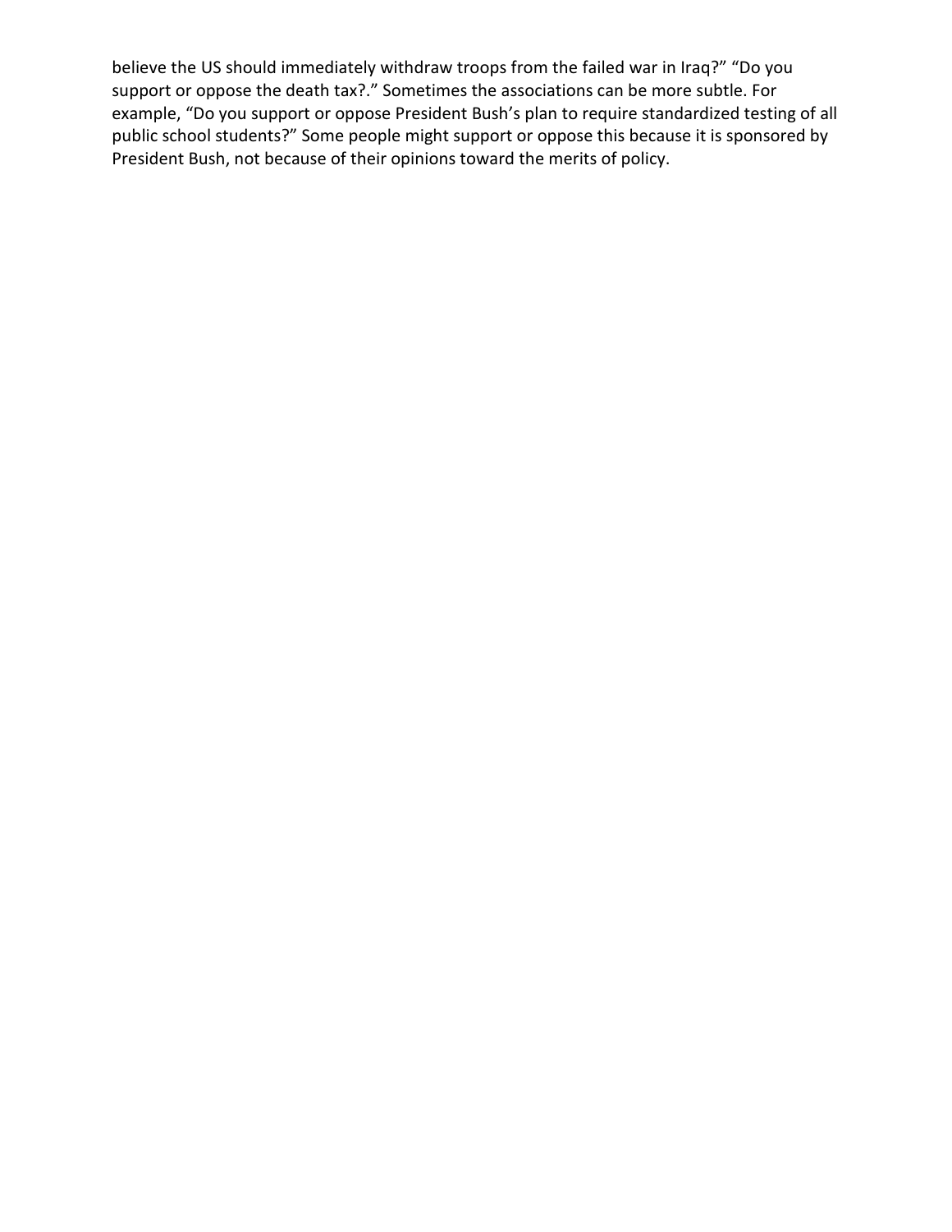believe the US should immediately withdraw troops from the failed war in Iraq?" "Do you support or oppose the death tax?." Sometimes the associations can be more subtle. For example, "Do you support or oppose President Bush's plan to require standardized testing of all public school students?" Some people might support or oppose this because it is sponsored by President Bush, not because of their opinions toward the merits of policy.